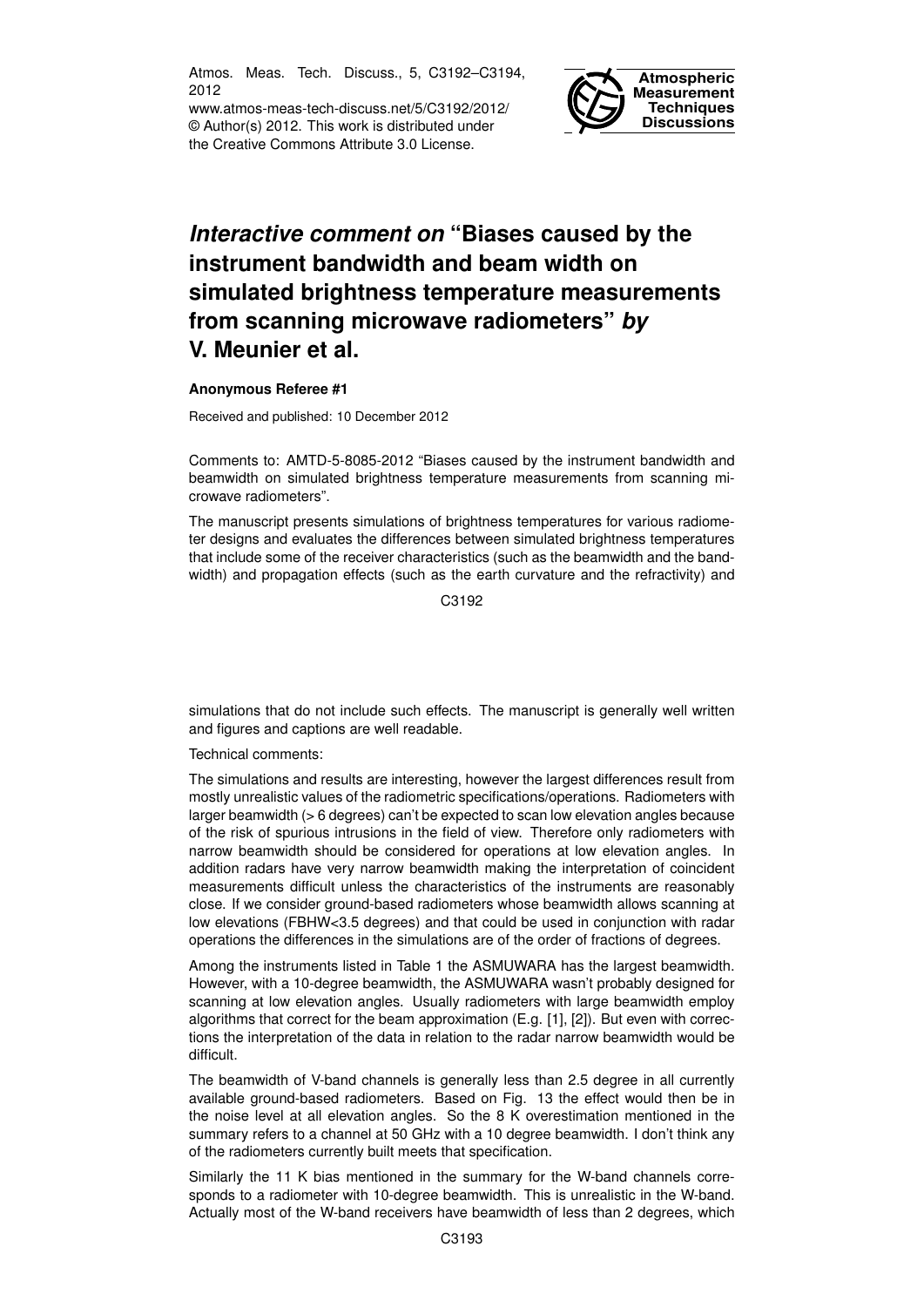# *Interactive comment on* "Biases caused by the instrument bandwidth and beam width on simulated brightness temperature measurements from scanning microwave radiometers" *by* V. Meunier et al.

**Anonymous Referee #1**

Received and published: 10 December 2012

Comments to: AMTD-5-8085-2012 "Biases caused by the instrument bandwidth and beamwidth on simulated brightness temperature measurements from scanning microwave radiometers".

The manuscript presents simulations of brightness temperatures for various radiometer designs and evaluates the differences between simulated brightness temperatures that include some of the receiver characteristics (such as the beamwidth and the bandwidth) and propagation effects (such as the earth curvature and the refractivity) and simulations that do not include such effects. The manuscript is generally well written and figures and captions are well readable.

Technical comments:

The simulations and results are interesting, however the largest differences result from mostly unrealistic values of the radiometric specifications/operations. Radiometers with larger beamwidth (> 6 degrees) can't be expected to scan low elevation angles because of the risk of spurious intrusions in the field of view. Therefore only radiometers with narrow beamwidth should be considered for operations at low elevation angles. In addition radars have very narrow beamwidth making the interpretation of coincident measurements difficult unless the characteristics of the instruments are reasonably close. If we consider ground-based radiometers whose beamwidth allows scanning at low elevations (FBHW<3.5 degrees) and that could be used in conjunction with radar operations the differences in the simulations are of the order of fractions of degrees.

Among the instruments listed in Table 1 the ASMUWARA has the largest beamwidth. However, with a 10-degree beamwidth, the ASMUWARA wasn't probably designed for scanning at low elevation angles. Usually radiometers with large beamwidth employ algorithms that correct for the beam approximation (E.g. [1], [2]). But even with corrections the interpretation of the data in relation to the radar narrow beamwidth would be difficult.

The beamwidth of V-band channels is generally less than 2.5 degree in all currently available ground-based radiometers. Based on Fig. 13 the effect would then be in the noise level at all elevation angles. So the 8 K overestimation mentioned in the summary refers to a channel at 50 GHz with a 10 degree beamwidth. I don't think any of the radiometers currently built meets that specification.

Similarly the 11 K bias mentioned in the summary for the W-band channels corresponds to a radiometer with 10-degree beamwidth. This is unrealistic in the W-band. Actually most of the W-band receivers have beamwidth of less than 2 degrees, which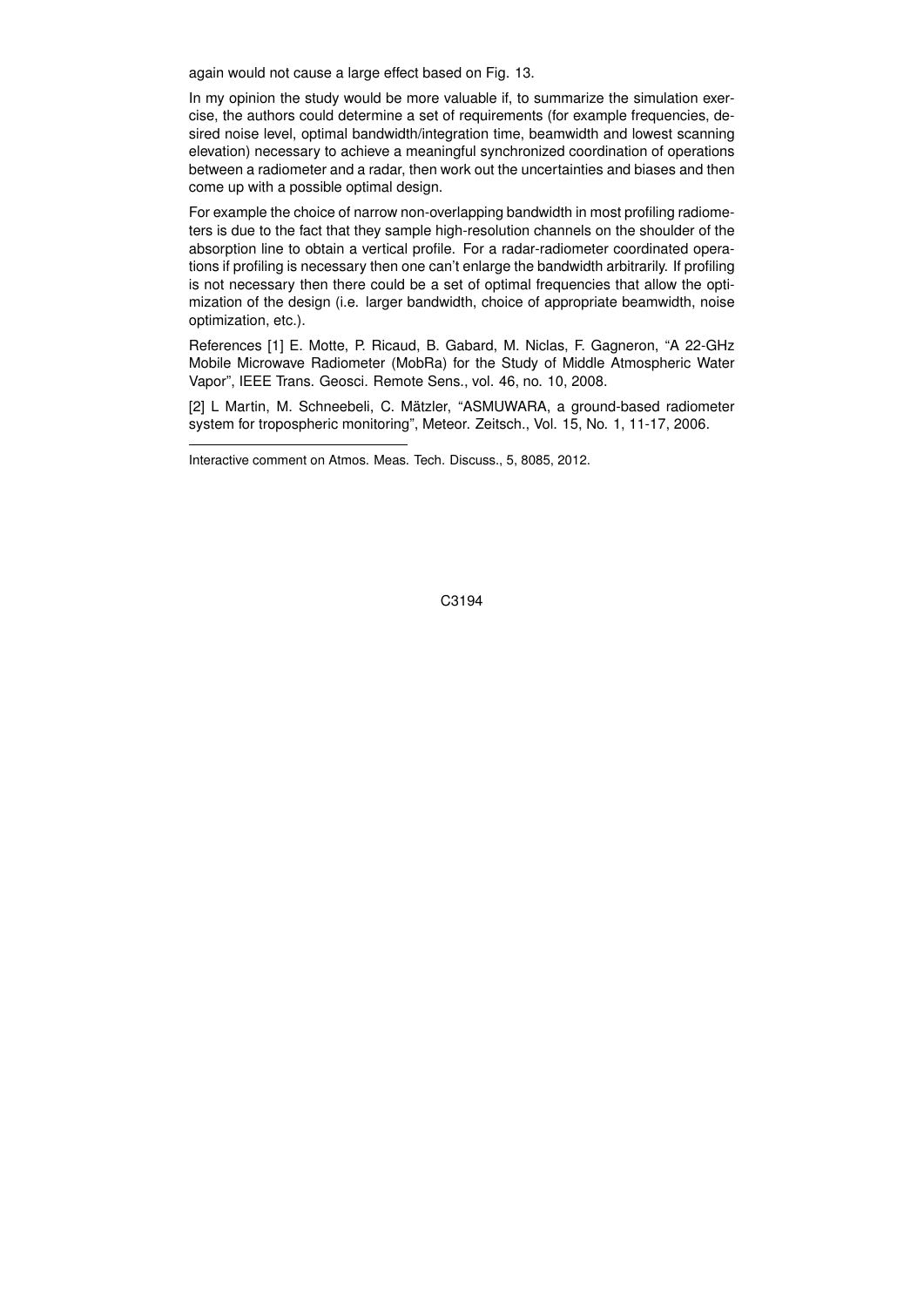again would not cause a large effect based on Fig. 13.

In my opinion the study would be more valuable if, to summarize the simulation exercise, the authors could determine a set of requirements (for example frequencies, desired noise level, optimal bandwidth/integration time, beamwidth and lowest scanning elevation) necessary to achieve a meaningful synchronized coordination of operations between a radiometer and a radar, then work out the uncertainties and biases and then come up with a possible optimal design.

For example the choice of narrow non-overlapping bandwidth in most profiling radiometers is due to the fact that they sample high-resolution channels on the shoulder of the absorption line to obtain a vertical profile. For a radar-radiometer coordinated operations if profiling is necessary then one can't enlarge the bandwidth arbitrarily. If profiling is not necessary then there could be a set of optimal frequencies that allow the optimization of the design (i.e. larger bandwidth, choice of appropriate beamwidth, noise optimization, etc.).

References [1] E. Motte, P. Ricaud, B. Gabard, M. Niclas, F. Gagneron, "A 22-GHz Mobile Microwave Radiometer (MobRa) for the Study of Middle Atmospheric Water Vapor", IEEE Trans. Geosci. Remote Sens., vol. 46, no. 10, 2008.

[2] L Martin, M. Schneebeli, C. Mätzler, "ASMUWARA, a ground-based radiometer system for tropospheric monitoring", Meteor. Zeitsch., Vol. 15, No. 1, 11-17, 2006.

---

Interactive comment on Atmos. Meas. Tech. Discuss., 5, 8085, 2012.